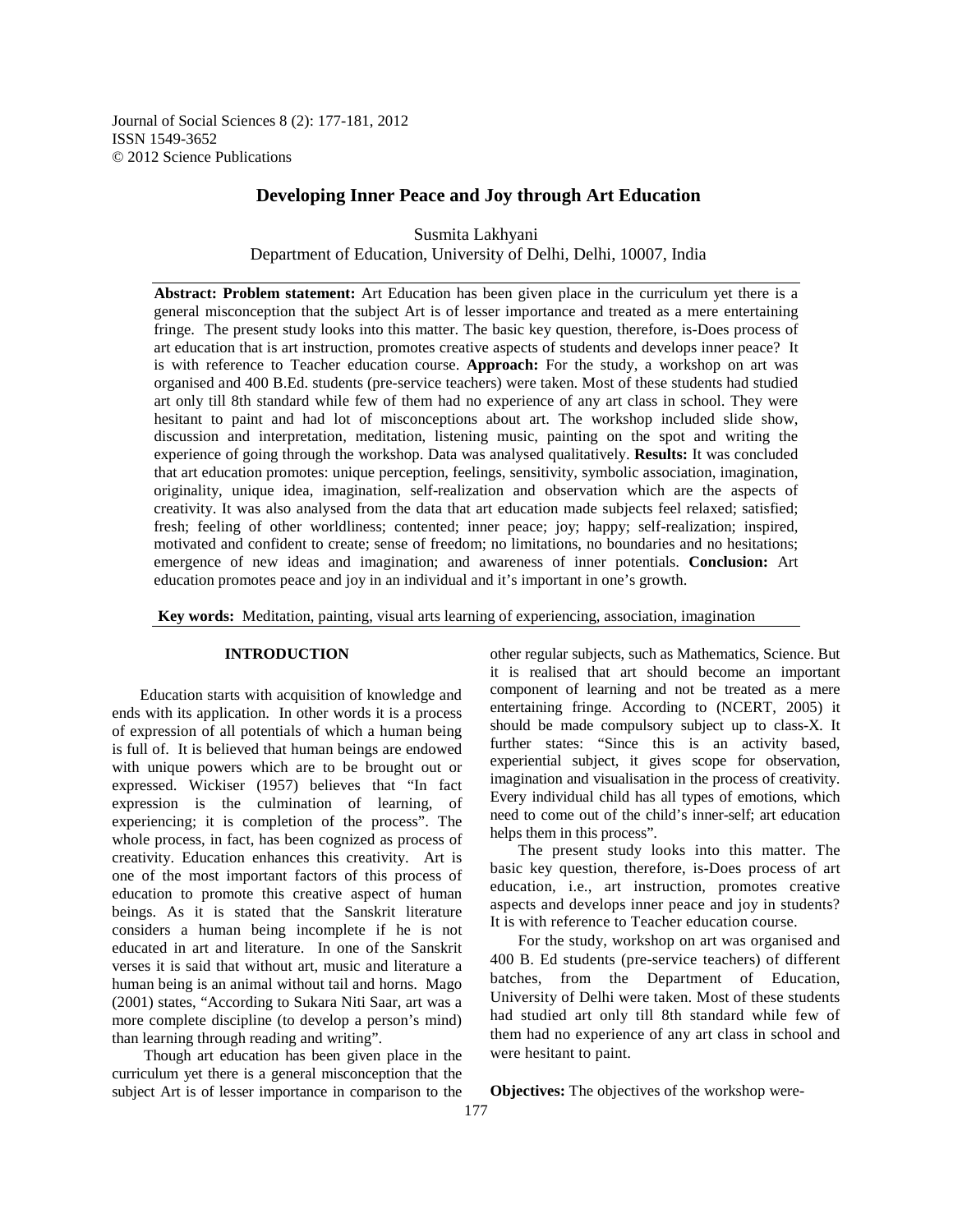Journal of Social Sciences 8 (2): 177-181, 2012
ISSN 1549-3652
© 2012 Science Publications

# Developing Inner Peace and Joy through Art Education

Susmita Lakhyani
Department of Education, University of Delhi, Delhi, 10007, India

**Abstract: Problem statement:** Art Education has been given place in the curriculum yet there is a general misconception that the subject Art is of lesser importance and treated as a mere entertaining fringe. The present study looks into this matter. The basic key question, therefore, is-Does process of art education that is art instruction, promotes creative aspects of students and develops inner peace? It is with reference to Teacher education course. **Approach:** For the study, a workshop on art was organised and 400 B.Ed. students (pre-service teachers) were taken. Most of these students had studied art only till 8th standard while few of them had no experience of any art class in school. They were hesitant to paint and had lot of misconceptions about art. The workshop included slide show, discussion and interpretation, meditation, listening music, painting on the spot and writing the experience of going through the workshop. Data was analysed qualitatively. **Results:** It was concluded that art education promotes: unique perception, feelings, sensitivity, symbolic association, imagination, originality, unique idea, imagination, self-realization and observation which are the aspects of creativity. It was also analysed from the data that art education made subjects feel relaxed; satisfied; fresh; feeling of other worldliness; contented; inner peace; joy; happy; self-realization; inspired, motivated and confident to create; sense of freedom; no limitations, no boundaries and no hesitations; emergence of new ideas and imagination; and awareness of inner potentials. **Conclusion:** Art education promotes peace and joy in an individual and it's important in one's growth.

**Key words:** Meditation, painting, visual arts learning of experiencing, association, imagination

## INTRODUCTION

Education starts with acquisition of knowledge and ends with its application. In other words it is a process of expression of all potentials of which a human being is full of. It is believed that human beings are endowed with unique powers which are to be brought out or expressed. Wickiser (1957) believes that "In fact expression is the culmination of learning, of experiencing; it is completion of the process". The whole process, in fact, has been cognized as process of creativity. Education enhances this creativity. Art is one of the most important factors of this process of education to promote this creative aspect of human beings. As it is stated that the Sanskrit literature considers a human being incomplete if he is not educated in art and literature. In one of the Sanskrit verses it is said that without art, music and literature a human being is an animal without tail and horns. Mago (2001) states, "According to Sukara Niti Saar, art was a more complete discipline (to develop a person's mind) than learning through reading and writing".

Though art education has been given place in the curriculum yet there is a general misconception that the subject Art is of lesser importance in comparison to the other regular subjects, such as Mathematics, Science. But it is realised that art should become an important component of learning and not be treated as a mere entertaining fringe. According to (NCERT, 2005) it should be made compulsory subject up to class-X. It further states: "Since this is an activity based, experiential subject, it gives scope for observation, imagination and visualisation in the process of creativity. Every individual child has all types of emotions, which need to come out of the child's inner-self; art education helps them in this process".

The present study looks into this matter. The basic key question, therefore, is-Does process of art education, i.e., art instruction, promotes creative aspects and develops inner peace and joy in students? It is with reference to Teacher education course.

For the study, workshop on art was organised and 400 B. Ed students (pre-service teachers) of different batches, from the Department of Education, University of Delhi were taken. Most of these students had studied art only till 8th standard while few of them had no experience of any art class in school and were hesitant to paint.

**Objectives:** The objectives of the workshop were-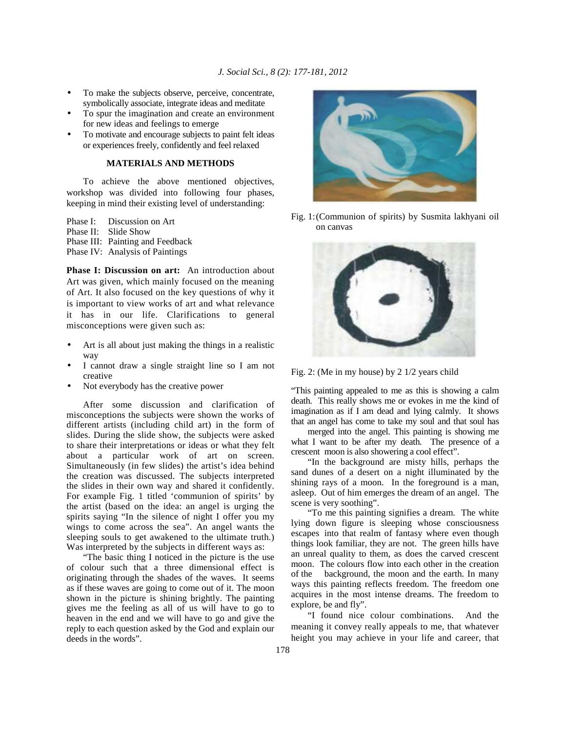- To make the subjects observe, perceive, concentrate, symbolically associate, integrate ideas and meditate
- To spur the imagination and create an environment for new ideas and feelings to emerge
- To motivate and encourage subjects to paint felt ideas or experiences freely, confidently and feel relaxed

## MATERIALS AND METHODS

To achieve the above mentioned objectives, workshop was divided into following four phases, keeping in mind their existing level of understanding:

Phase I: Discussion on Art
Phase II: Slide Show
Phase III: Painting and Feedback
Phase IV: Analysis of Paintings

**Phase I: Discussion on art:** An introduction about Art was given, which mainly focused on the meaning of Art. It also focused on the key questions of why it is important to view works of art and what relevance it has in our life. Clarifications to general misconceptions were given such as:

- Art is all about just making the things in a realistic way
- I cannot draw a single straight line so I am not creative
- Not everybody has the creative power

After some discussion and clarification of misconceptions the subjects were shown the works of different artists (including child art) in the form of slides. During the slide show, the subjects were asked to share their interpretations or ideas or what they felt about a particular work of art on screen. Simultaneously (in few slides) the artist's idea behind the creation was discussed. The subjects interpreted the slides in their own way and shared it confidently. For example Fig. 1 titled 'communion of spirits' by the artist (based on the idea: an angel is urging the spirits saying "In the silence of night I offer you my wings to come across the sea". An angel wants the sleeping souls to get awakened to the ultimate truth.) Was interpreted by the subjects in different ways as:

"The basic thing I noticed in the picture is the use of colour such that a three dimensional effect is originating through the shades of the waves. It seems as if these waves are going to come out of it. The moon shown in the picture is shining brightly. The painting gives me the feeling as all of us will have to go to heaven in the end and we will have to go and give the reply to each question asked by the God and explain our deeds in the words".

Fig. 1: (Communion of spirits) by Susmita lakhyani oil on canvas

Fig. 2: (Me in my house) by 2 1/2 years child

"This painting appealed to me as this is showing a calm death. This really shows me or evokes in me the kind of imagination as if I am dead and lying calmly. It shows that an angel has come to take my soul and that soul has merged into the angel. This painting is showing me what I want to be after my death. The presence of a crescent moon is also showering a cool effect".

"In the background are misty hills, perhaps the sand dunes of a desert on a night illuminated by the shining rays of a moon. In the foreground is a man, asleep. Out of him emerges the dream of an angel. The scene is very soothing".

"To me this painting signifies a dream. The white lying down figure is sleeping whose consciousness escapes into that realm of fantasy where even though things look familiar, they are not. The green hills have an unreal quality to them, as does the carved crescent moon. The colours flow into each other in the creation of the background, the moon and the earth. In many ways this painting reflects freedom. The freedom one acquires in the most intense dreams. The freedom to explore, be and fly".

"I found nice colour combinations. And the meaning it convey really appeals to me, that whatever height you may achieve in your life and career, that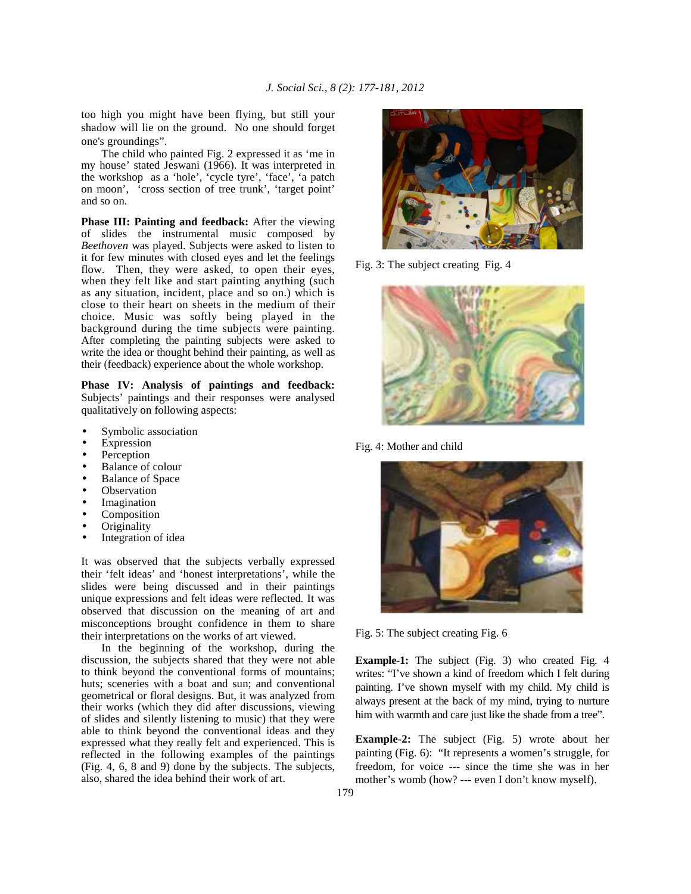too high you might have been flying, but still your shadow will lie on the ground. No one should forget one's groundings".

The child who painted Fig. 2 expressed it as 'me in my house' stated Jeswani (1966). It was interpreted in the workshop as a 'hole', 'cycle tyre', 'face', 'a patch on moon', 'cross section of tree trunk', 'target point' and so on.

**Phase III: Painting and feedback:** After the viewing of slides the instrumental music composed by *Beethoven* was played. Subjects were asked to listen to it for few minutes with closed eyes and let the feelings flow. Then, they were asked, to open their eyes, when they felt like and start painting anything (such as any situation, incident, place and so on.) which is close to their heart on sheets in the medium of their choice. Music was softly being played in the background during the time subjects were painting. After completing the painting subjects were asked to write the idea or thought behind their painting, as well as their (feedback) experience about the whole workshop.

**Phase IV: Analysis of paintings and feedback:** Subjects' paintings and their responses were analysed qualitatively on following aspects:

- Symbolic association
- Expression
- Perception
- Balance of colour
- Balance of Space
- Observation
- Imagination
- Composition
- Originality
- Integration of idea

It was observed that the subjects verbally expressed their 'felt ideas' and 'honest interpretations', while the slides were being discussed and in their paintings unique expressions and felt ideas were reflected. It was observed that discussion on the meaning of art and misconceptions brought confidence in them to share their interpretations on the works of art viewed.

In the beginning of the workshop, during the discussion, the subjects shared that they were not able to think beyond the conventional forms of mountains; huts; sceneries with a boat and sun; and conventional geometrical or floral designs. But, it was analyzed from their works (which they did after discussions, viewing of slides and silently listening to music) that they were able to think beyond the conventional ideas and they expressed what they really felt and experienced. This is reflected in the following examples of the paintings (Fig. 4, 6, 8 and 9) done by the subjects. The subjects, also, shared the idea behind their work of art.

Fig. 3: The subject creating Fig. 4

Fig. 4: Mother and child

Fig. 5: The subject creating Fig. 6

**Example-1:** The subject (Fig. 3) who created Fig. 4 writes: "I've shown a kind of freedom which I felt during painting. I've shown myself with my child. My child is always present at the back of my mind, trying to nurture him with warmth and care just like the shade from a tree".

**Example-2:** The subject (Fig. 5) wrote about her painting (Fig. 6): "It represents a women's struggle, for freedom, for voice --- since the time she was in her mother's womb (how? --- even I don't know myself).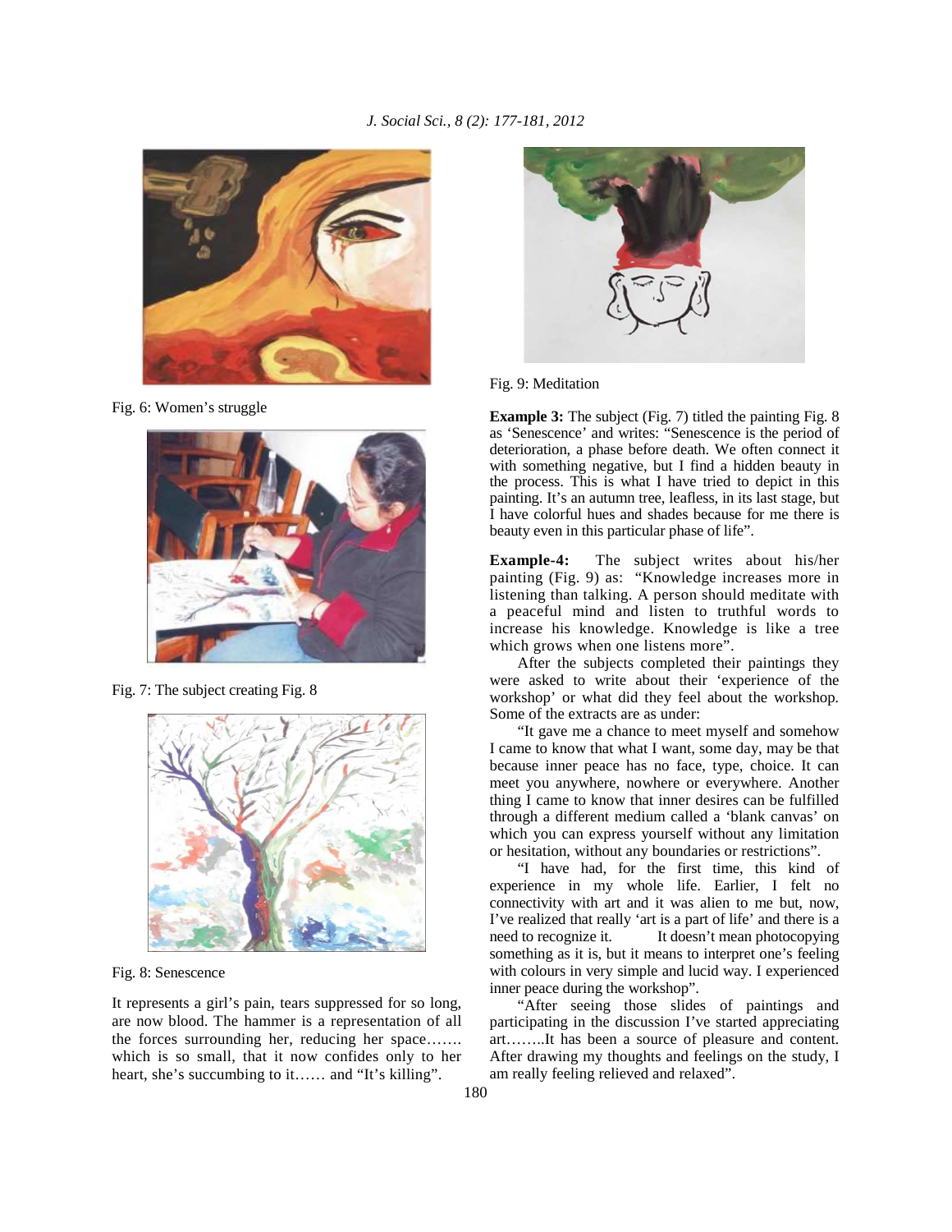Fig. 6: Women's struggle

Fig. 7: The subject creating Fig. 8

Fig. 8: Senescence

It represents a girl's pain, tears suppressed for so long, are now blood. The hammer is a representation of all the forces surrounding her, reducing her space……. which is so small, that it now confides only to her heart, she's succumbing to it…… and "It's killing".

Fig. 9: Meditation

**Example 3:** The subject (Fig. 7) titled the painting Fig. 8 as 'Senescence' and writes: "Senescence is the period of deterioration, a phase before death. We often connect it with something negative, but I find a hidden beauty in the process. This is what I have tried to depict in this painting. It's an autumn tree, leafless, in its last stage, but I have colorful hues and shades because for me there is beauty even in this particular phase of life".

**Example-4:** The subject writes about his/her painting (Fig. 9) as: "Knowledge increases more in listening than talking. A person should meditate with a peaceful mind and listen to truthful words to increase his knowledge. Knowledge is like a tree which grows when one listens more".

After the subjects completed their paintings they were asked to write about their 'experience of the workshop' or what did they feel about the workshop. Some of the extracts are as under:

"It gave me a chance to meet myself and somehow I came to know that what I want, some day, may be that because inner peace has no face, type, choice. It can meet you anywhere, nowhere or everywhere. Another thing I came to know that inner desires can be fulfilled through a different medium called a 'blank canvas' on which you can express yourself without any limitation or hesitation, without any boundaries or restrictions".

"I have had, for the first time, this kind of experience in my whole life. Earlier, I felt no connectivity with art and it was alien to me but, now, I've realized that really 'art is a part of life' and there is a need to recognize it. It doesn't mean photocopying something as it is, but it means to interpret one's feeling with colours in very simple and lucid way. I experienced inner peace during the workshop".

"After seeing those slides of paintings and participating in the discussion I've started appreciating art……..It has been a source of pleasure and content. After drawing my thoughts and feelings on the study, I am really feeling relieved and relaxed".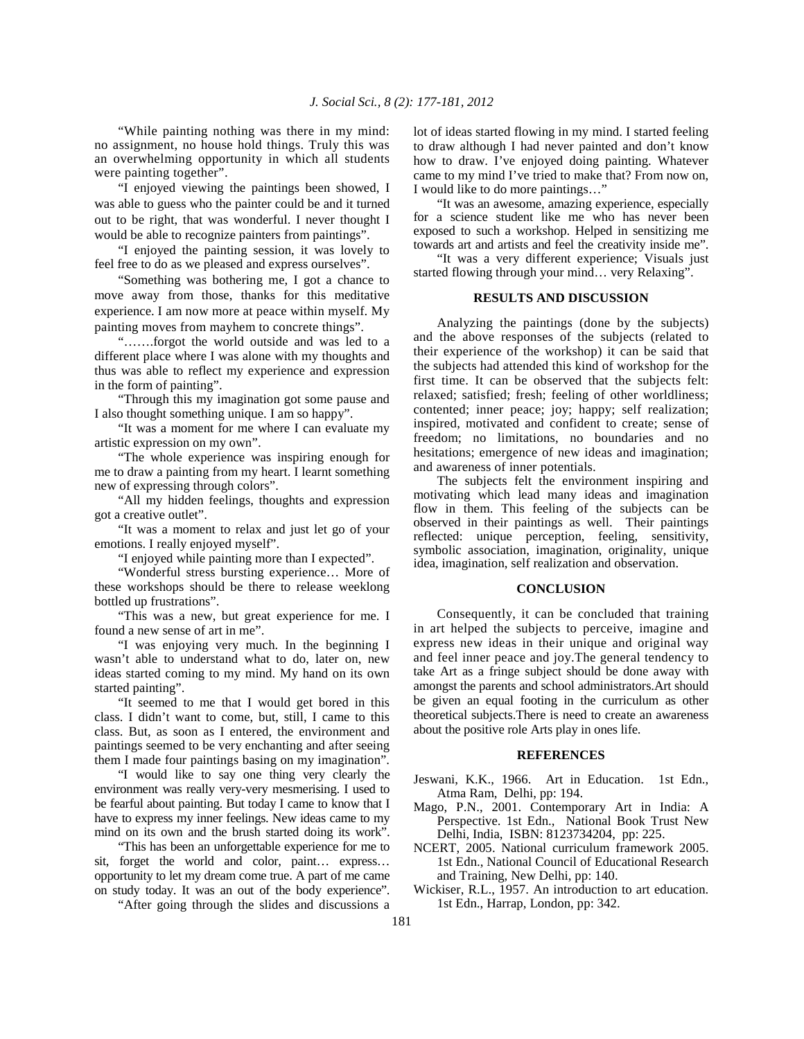"While painting nothing was there in my mind: no assignment, no house hold things. Truly this was an overwhelming opportunity in which all students were painting together".

"I enjoyed viewing the paintings been showed, I was able to guess who the painter could be and it turned out to be right, that was wonderful. I never thought I would be able to recognize painters from paintings".

"I enjoyed the painting session, it was lovely to feel free to do as we pleased and express ourselves".

"Something was bothering me, I got a chance to move away from those, thanks for this meditative experience. I am now more at peace within myself. My painting moves from mayhem to concrete things".

"…….forgot the world outside and was led to a different place where I was alone with my thoughts and thus was able to reflect my experience and expression in the form of painting".

"Through this my imagination got some pause and I also thought something unique. I am so happy".

"It was a moment for me where I can evaluate my artistic expression on my own".

"The whole experience was inspiring enough for me to draw a painting from my heart. I learnt something new of expressing through colors".

"All my hidden feelings, thoughts and expression got a creative outlet".

"It was a moment to relax and just let go of your emotions. I really enjoyed myself".

"I enjoyed while painting more than I expected".

"Wonderful stress bursting experience… More of these workshops should be there to release weeklong bottled up frustrations".

"This was a new, but great experience for me. I found a new sense of art in me".

"I was enjoying very much. In the beginning I wasn't able to understand what to do, later on, new ideas started coming to my mind. My hand on its own started painting".

"It seemed to me that I would get bored in this class. I didn't want to come, but, still, I came to this class. But, as soon as I entered, the environment and paintings seemed to be very enchanting and after seeing them I made four paintings basing on my imagination".

"I would like to say one thing very clearly the environment was really very-very mesmerising. I used to be fearful about painting. But today I came to know that I have to express my inner feelings. New ideas came to my mind on its own and the brush started doing its work".

"This has been an unforgettable experience for me to sit, forget the world and color, paint… express… opportunity to let my dream come true. A part of me came on study today. It was an out of the body experience".

"After going through the slides and discussions a lot of ideas started flowing in my mind. I started feeling to draw although I had never painted and don't know how to draw. I've enjoyed doing painting. Whatever came to my mind I've tried to make that? From now on, I would like to do more paintings…"

"It was an awesome, amazing experience, especially for a science student like me who has never been exposed to such a workshop. Helped in sensitizing me towards art and artists and feel the creativity inside me".

"It was a very different experience; Visuals just started flowing through your mind… very Relaxing".

## RESULTS AND DISCUSSION

Analyzing the paintings (done by the subjects) and the above responses of the subjects (related to their experience of the workshop) it can be said that the subjects had attended this kind of workshop for the first time. It can be observed that the subjects felt: relaxed; satisfied; fresh; feeling of other worldliness; contented; inner peace; joy; happy; self realization; inspired, motivated and confident to create; sense of freedom; no limitations, no boundaries and no hesitations; emergence of new ideas and imagination; and awareness of inner potentials.

The subjects felt the environment inspiring and motivating which lead many ideas and imagination flow in them. This feeling of the subjects can be observed in their paintings as well. Their paintings reflected: unique perception, feeling, sensitivity, symbolic association, imagination, originality, unique idea, imagination, self realization and observation.

## CONCLUSION

Consequently, it can be concluded that training in art helped the subjects to perceive, imagine and express new ideas in their unique and original way and feel inner peace and joy.The general tendency to take Art as a fringe subject should be done away with amongst the parents and school administrators.Art should be given an equal footing in the curriculum as other theoretical subjects.There is need to create an awareness about the positive role Arts play in ones life.

## REFERENCES

Jeswani, K.K., 1966. Art in Education. 1st Edn., Atma Ram, Delhi, pp: 194.

Mago, P.N., 2001. Contemporary Art in India: A Perspective. 1st Edn., National Book Trust New Delhi, India, ISBN: 8123734204, pp: 225.

NCERT, 2005. National curriculum framework 2005. 1st Edn., National Council of Educational Research and Training, New Delhi, pp: 140.

Wickiser, R.L., 1957. An introduction to art education. 1st Edn., Harrap, London, pp: 342.